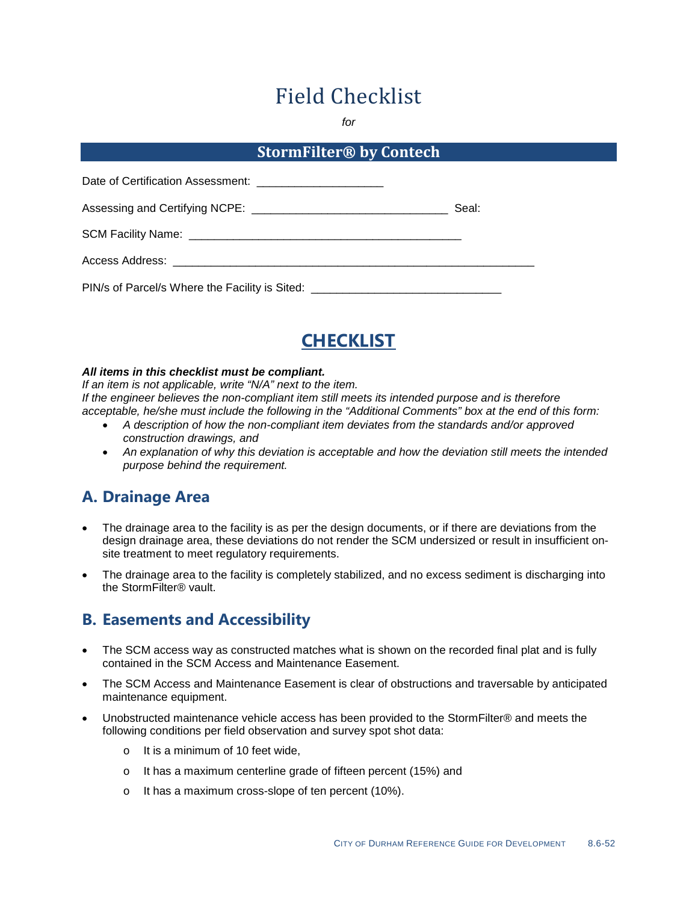# Field Checklist

*for*

## StormFilter® by Contech

Date of Certification Assessment: ____________________

Assessing and Certifying NCPE: _______________________________ Seal:

SCM Facility Name: ___________________________________________

Access Address: _________________________________________________________

PIN/s of Parcel/s Where the Facility is Sited: ______________________________

## CHECKLIST

***All items in this checklist must be compliant.***

*If an item is not applicable, write "N/A" next to the item.*

*If the engineer believes the non-compliant item still meets its intended purpose and is therefore acceptable, he/she must include the following in the "Additional Comments" box at the end of this form:*

- *A description of how the non-compliant item deviates from the standards and/or approved construction drawings, and*
- *An explanation of why this deviation is acceptable and how the deviation still meets the intended purpose behind the requirement.*

## A. Drainage Area

- The drainage area to the facility is as per the design documents, or if there are deviations from the design drainage area, these deviations do not render the SCM undersized or result in insufficient on-site treatment to meet regulatory requirements.
- The drainage area to the facility is completely stabilized, and no excess sediment is discharging into the StormFilter® vault.

## B. Easements and Accessibility

- The SCM access way as constructed matches what is shown on the recorded final plat and is fully contained in the SCM Access and Maintenance Easement.
- The SCM Access and Maintenance Easement is clear of obstructions and traversable by anticipated maintenance equipment.
- Unobstructed maintenance vehicle access has been provided to the StormFilter® and meets the following conditions per field observation and survey spot shot data:
  - It is a minimum of 10 feet wide,
  - It has a maximum centerline grade of fifteen percent (15%) and
  - It has a maximum cross-slope of ten percent (10%).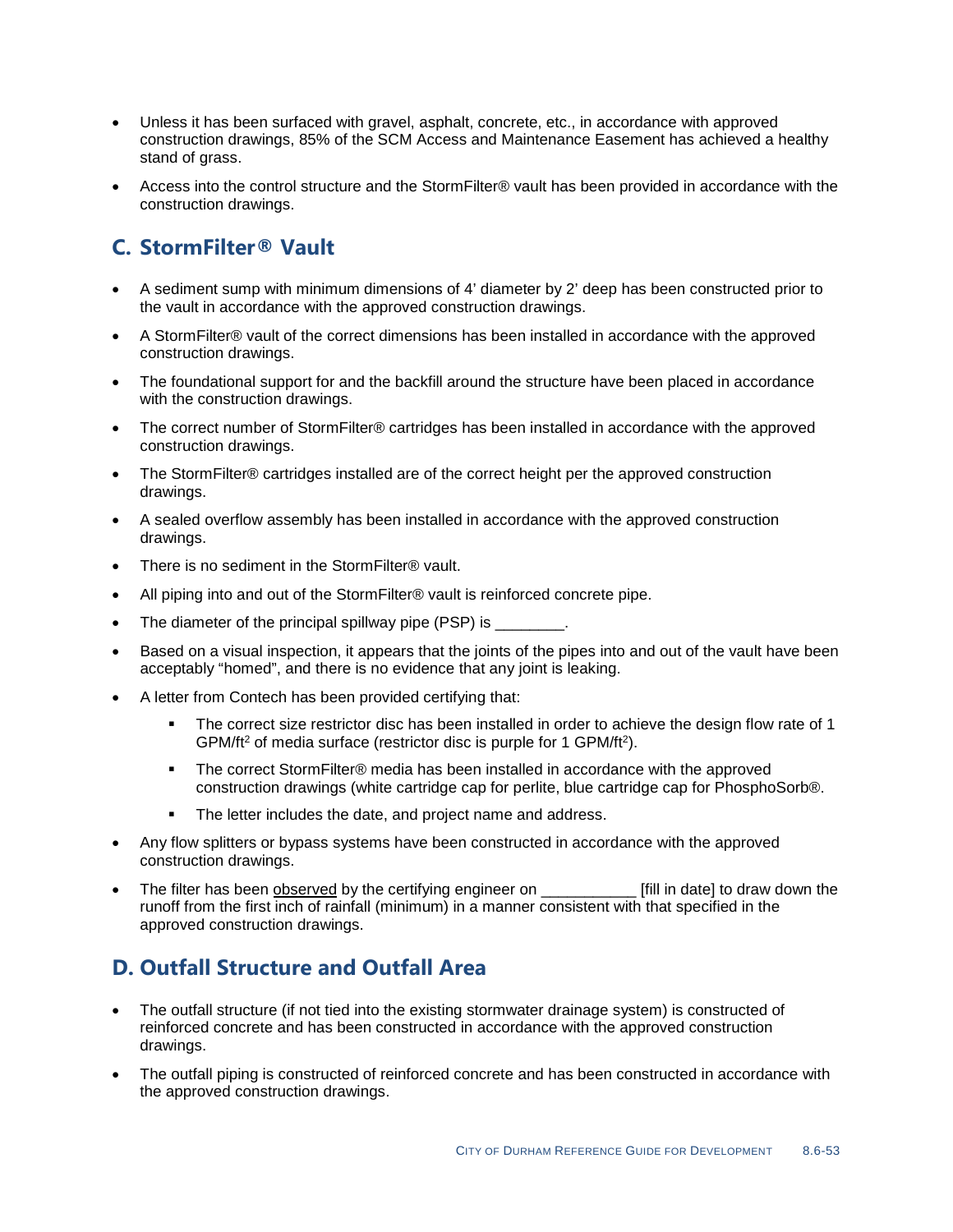- Unless it has been surfaced with gravel, asphalt, concrete, etc., in accordance with approved construction drawings, 85% of the SCM Access and Maintenance Easement has achieved a healthy stand of grass.
- Access into the control structure and the StormFilter® vault has been provided in accordance with the construction drawings.

## C. StormFilter® Vault

- A sediment sump with minimum dimensions of 4' diameter by 2' deep has been constructed prior to the vault in accordance with the approved construction drawings.
- A StormFilter® vault of the correct dimensions has been installed in accordance with the approved construction drawings.
- The foundational support for and the backfill around the structure have been placed in accordance with the construction drawings.
- The correct number of StormFilter® cartridges has been installed in accordance with the approved construction drawings.
- The StormFilter® cartridges installed are of the correct height per the approved construction drawings.
- A sealed overflow assembly has been installed in accordance with the approved construction drawings.
- There is no sediment in the StormFilter® vault.
- All piping into and out of the StormFilter® vault is reinforced concrete pipe.
- The diameter of the principal spillway pipe (PSP) is ________.
- Based on a visual inspection, it appears that the joints of the pipes into and out of the vault have been acceptably "homed", and there is no evidence that any joint is leaking.
- A letter from Contech has been provided certifying that:
  - The correct size restrictor disc has been installed in order to achieve the design flow rate of 1 GPM/ft$^2$ of media surface (restrictor disc is purple for 1 GPM/ft$^2$).
  - The correct StormFilter® media has been installed in accordance with the approved construction drawings (white cartridge cap for perlite, blue cartridge cap for PhosphoSorb®.
  - The letter includes the date, and project name and address.
- Any flow splitters or bypass systems have been constructed in accordance with the approved construction drawings.
- The filter has been observed by the certifying engineer on ___________ [fill in date] to draw down the runoff from the first inch of rainfall (minimum) in a manner consistent with that specified in the approved construction drawings.

## D. Outfall Structure and Outfall Area

- The outfall structure (if not tied into the existing stormwater drainage system) is constructed of reinforced concrete and has been constructed in accordance with the approved construction drawings.
- The outfall piping is constructed of reinforced concrete and has been constructed in accordance with the approved construction drawings.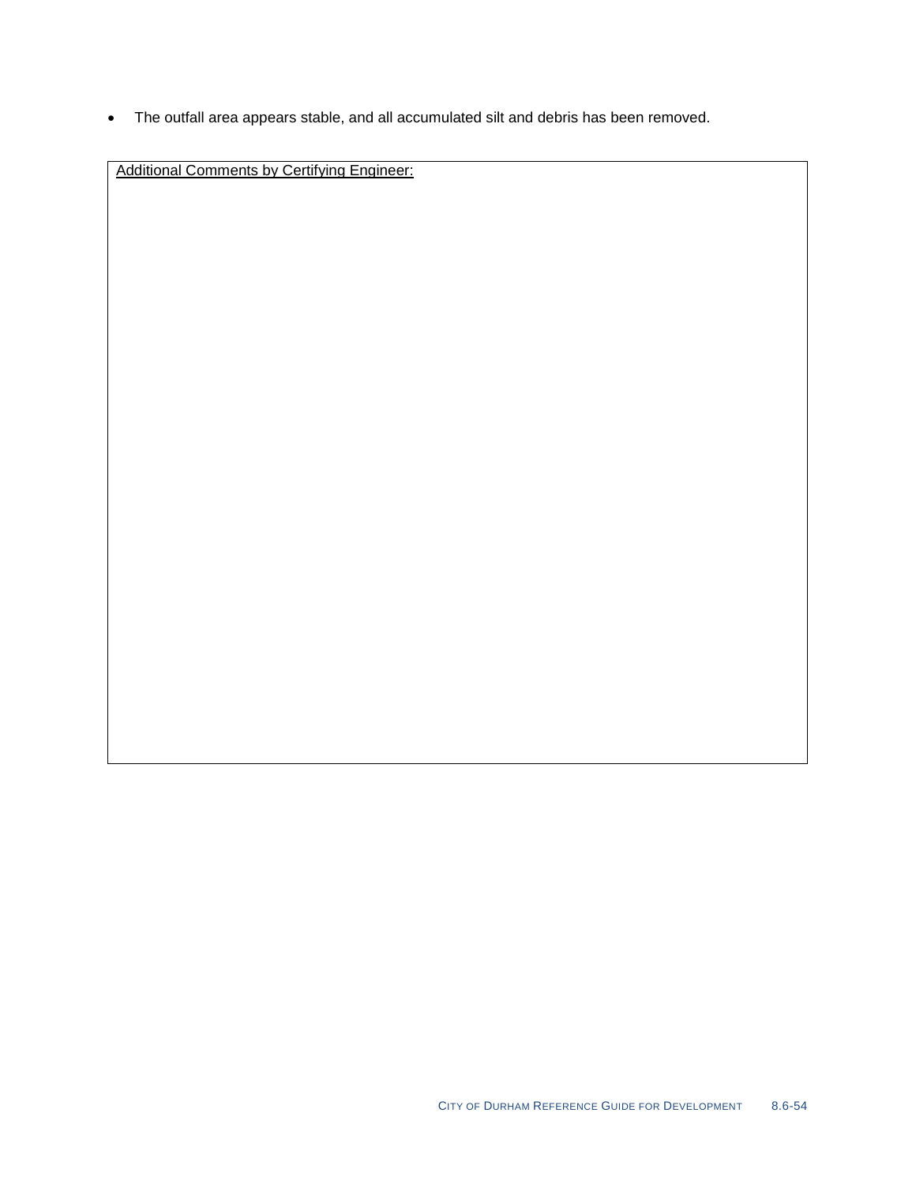- The outfall area appears stable, and all accumulated silt and debris has been removed.

| Additional Comments by Certifying Engineer: |
| --- |
| |